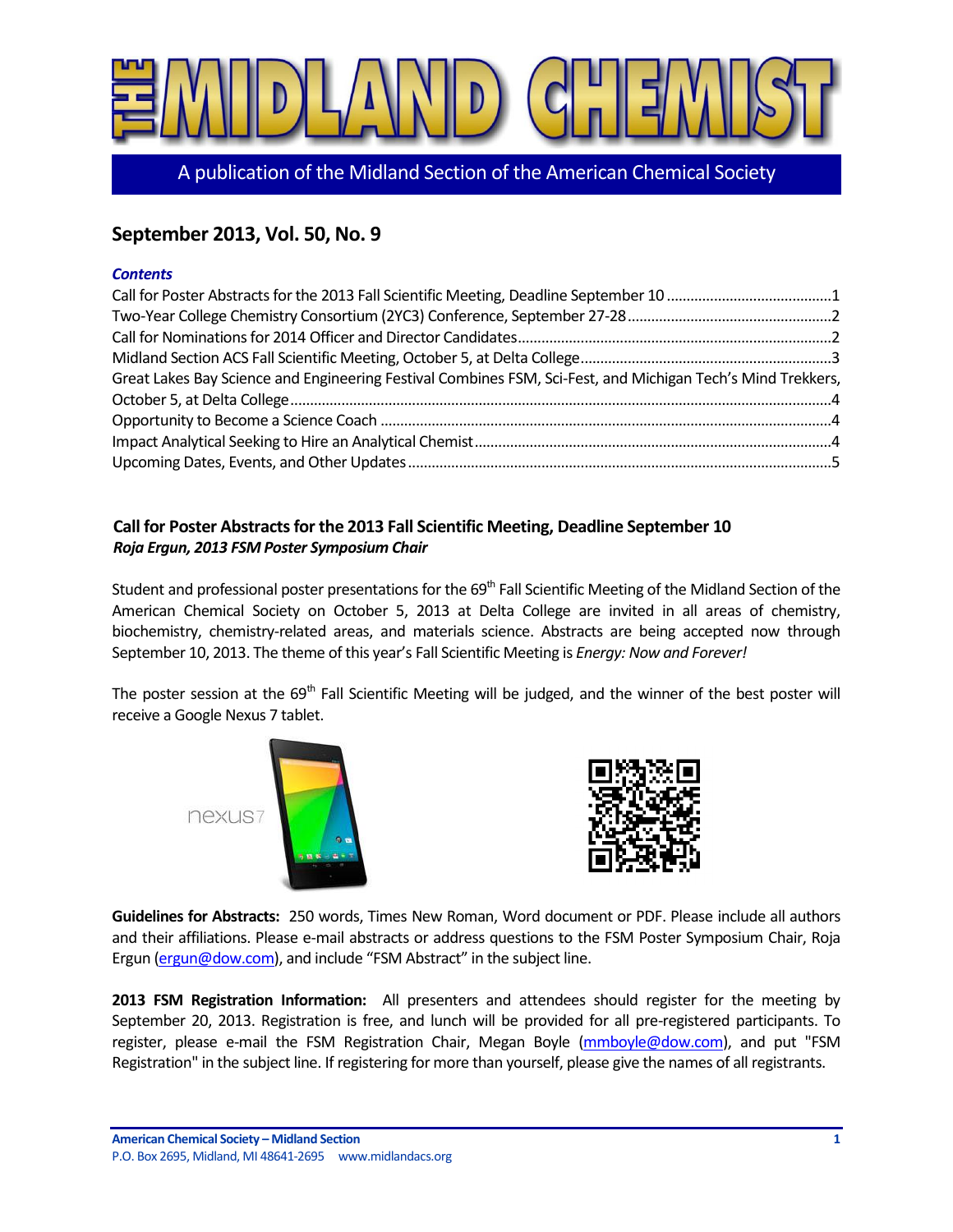# THE MIDLAND CHEMIST

A publication of the Midland Section of the American Chemical Society

## September 2013, Vol. 50, No. 9

***Contents***

Call for Poster Abstracts for the 2013 Fall Scientific Meeting, Deadline September 10 ....................1
Two-Year College Chemistry Consortium (2YC3) Conference, September 27-28 ....................2
Call for Nominations for 2014 Officer and Director Candidates ....................2
Midland Section ACS Fall Scientific Meeting, October 5, at Delta College ....................3
Great Lakes Bay Science and Engineering Festival Combines FSM, Sci-Fest, and Michigan Tech's Mind Trekkers, October 5, at Delta College ....................4
Opportunity to Become a Science Coach ....................4
Impact Analytical Seeking to Hire an Analytical Chemist ....................4
Upcoming Dates, Events, and Other Updates ....................5

### Call for Poster Abstracts for the 2013 Fall Scientific Meeting, Deadline September 10

***Roja Ergun, 2013 FSM Poster Symposium Chair***

Student and professional poster presentations for the 69th Fall Scientific Meeting of the Midland Section of the American Chemical Society on October 5, 2013 at Delta College are invited in all areas of chemistry, biochemistry, chemistry-related areas, and materials science. Abstracts are being accepted now through September 10, 2013. The theme of this year's Fall Scientific Meeting is *Energy: Now and Forever!*

The poster session at the 69th Fall Scientific Meeting will be judged, and the winner of the best poster will receive a Google Nexus 7 tablet.

**Guidelines for Abstracts:** 250 words, Times New Roman, Word document or PDF. Please include all authors and their affiliations. Please e-mail abstracts or address questions to the FSM Poster Symposium Chair, Roja Ergun (ergun@dow.com), and include "FSM Abstract" in the subject line.

**2013 FSM Registration Information:** All presenters and attendees should register for the meeting by September 20, 2013. Registration is free, and lunch will be provided for all pre-registered participants. To register, please e-mail the FSM Registration Chair, Megan Boyle (mmboyle@dow.com), and put "FSM Registration" in the subject line. If registering for more than yourself, please give the names of all registrants.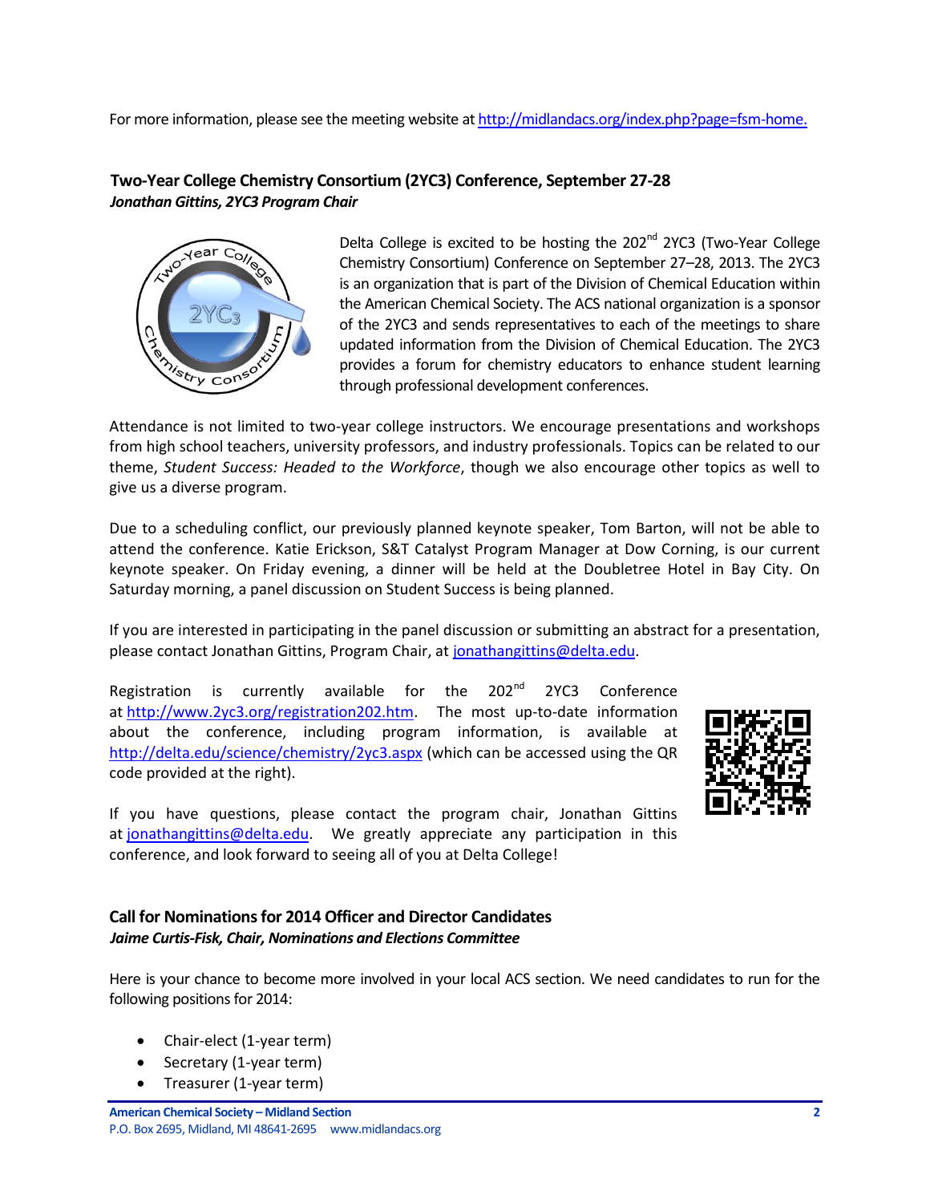For more information, please see the meeting website at http://midlandacs.org/index.php?page=fsm-home.

### Two-Year College Chemistry Consortium (2YC3) Conference, September 27-28

***Jonathan Gittins, 2YC3 Program Chair***

Delta College is excited to be hosting the 202nd 2YC3 (Two-Year College Chemistry Consortium) Conference on September 27–28, 2013. The 2YC3 is an organization that is part of the Division of Chemical Education within the American Chemical Society. The ACS national organization is a sponsor of the 2YC3 and sends representatives to each of the meetings to share updated information from the Division of Chemical Education. The 2YC3 provides a forum for chemistry educators to enhance student learning through professional development conferences.

Attendance is not limited to two-year college instructors. We encourage presentations and workshops from high school teachers, university professors, and industry professionals. Topics can be related to our theme, *Student Success: Headed to the Workforce*, though we also encourage other topics as well to give us a diverse program.

Due to a scheduling conflict, our previously planned keynote speaker, Tom Barton, will not be able to attend the conference. Katie Erickson, S&T Catalyst Program Manager at Dow Corning, is our current keynote speaker. On Friday evening, a dinner will be held at the Doubletree Hotel in Bay City. On Saturday morning, a panel discussion on Student Success is being planned.

If you are interested in participating in the panel discussion or submitting an abstract for a presentation, please contact Jonathan Gittins, Program Chair, at jonathangittins@delta.edu.

Registration is currently available for the 202nd 2YC3 Conference at http://www.2yc3.org/registration202.htm. The most up-to-date information about the conference, including program information, is available at http://delta.edu/science/chemistry/2yc3.aspx (which can be accessed using the QR code provided at the right).

If you have questions, please contact the program chair, Jonathan Gittins at jonathangittins@delta.edu. We greatly appreciate any participation in this conference, and look forward to seeing all of you at Delta College!

### Call for Nominations for 2014 Officer and Director Candidates

***Jaime Curtis-Fisk, Chair, Nominations and Elections Committee***

Here is your chance to become more involved in your local ACS section. We need candidates to run for the following positions for 2014:

- Chair-elect (1-year term)
- Secretary (1-year term)
- Treasurer (1-year term)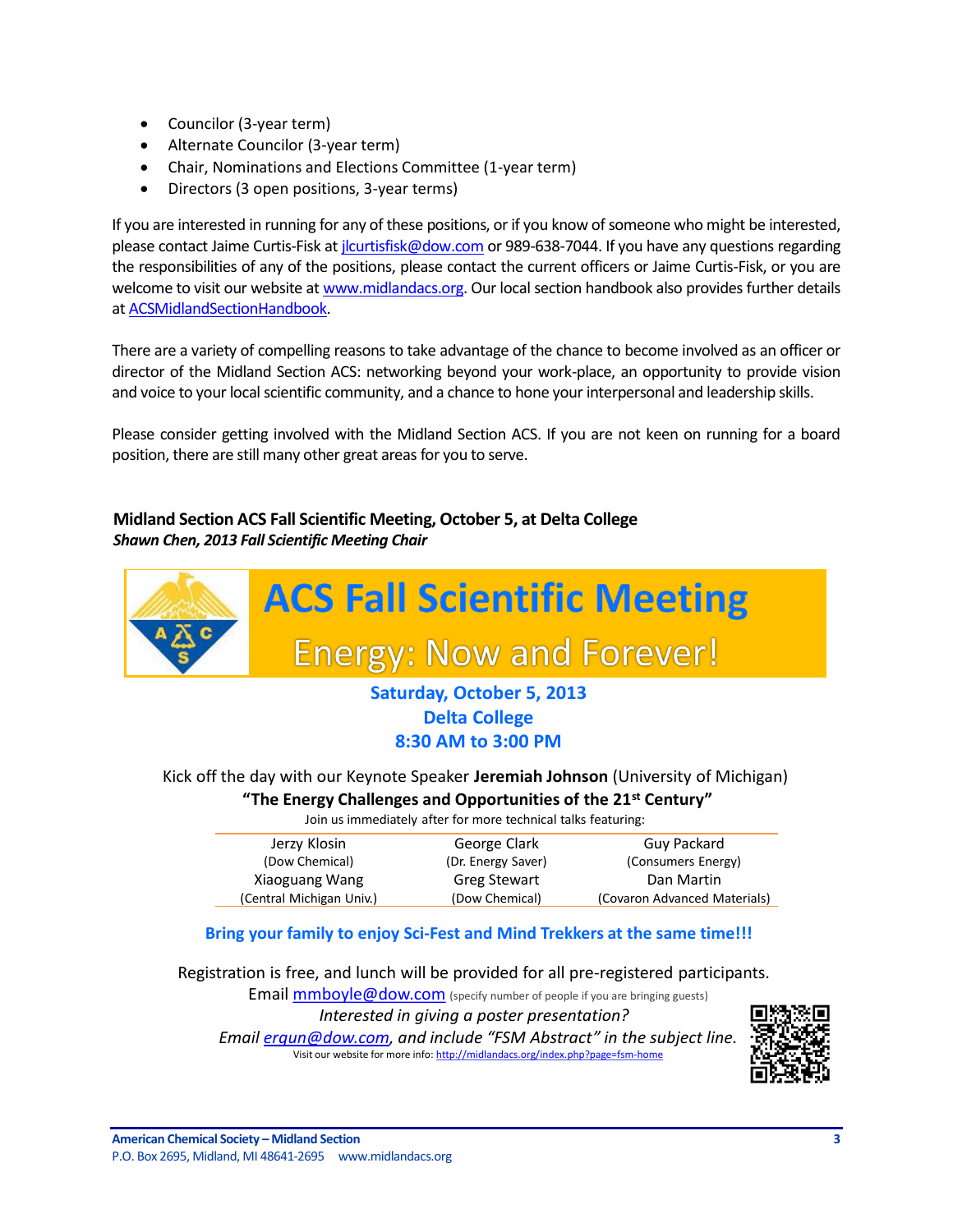- Councilor (3-year term)
- Alternate Councilor (3-year term)
- Chair, Nominations and Elections Committee (1-year term)
- Directors (3 open positions, 3-year terms)

If you are interested in running for any of these positions, or if you know of someone who might be interested, please contact Jaime Curtis-Fisk at jlcurtisfisk@dow.com or 989-638-7044. If you have any questions regarding the responsibilities of any of the positions, please contact the current officers or Jaime Curtis-Fisk, or you are welcome to visit our website at www.midlandacs.org. Our local section handbook also provides further details at ACSMidlandSectionHandbook.

There are a variety of compelling reasons to take advantage of the chance to become involved as an officer or director of the Midland Section ACS: networking beyond your work-place, an opportunity to provide vision and voice to your local scientific community, and a chance to hone your interpersonal and leadership skills.

Please consider getting involved with the Midland Section ACS. If you are not keen on running for a board position, there are still many other great areas for you to serve.

**Midland Section ACS Fall Scientific Meeting, October 5, at Delta College**
***Shawn Chen, 2013 Fall Scientific Meeting Chair***

# ACS Fall Scientific Meeting

## Energy: Now and Forever!

**Saturday, October 5, 2013**
**Delta College**
**8:30 AM to 3:00 PM**

Kick off the day with our Keynote Speaker **Jeremiah Johnson** (University of Michigan)

**"The Energy Challenges and Opportunities of the 21st Century"**

Join us immediately after for more technical talks featuring:

| | | |
|---|---|---|
| Jerzy Klosin (Dow Chemical) | George Clark (Dr. Energy Saver) | Guy Packard (Consumers Energy) |
| Xiaoguang Wang (Central Michigan Univ.) | Greg Stewart (Dow Chemical) | Dan Martin (Covaron Advanced Materials) |

**Bring your family to enjoy Sci-Fest and Mind Trekkers at the same time!!!**

Registration is free, and lunch will be provided for all pre-registered participants.
Email mmboyle@dow.com (specify number of people if you are bringing guests)

*Interested in giving a poster presentation?*
*Email ergun@dow.com, and include "FSM Abstract" in the subject line.*

Visit our website for more info: http://midlandacs.org/index.php?page=fsm-home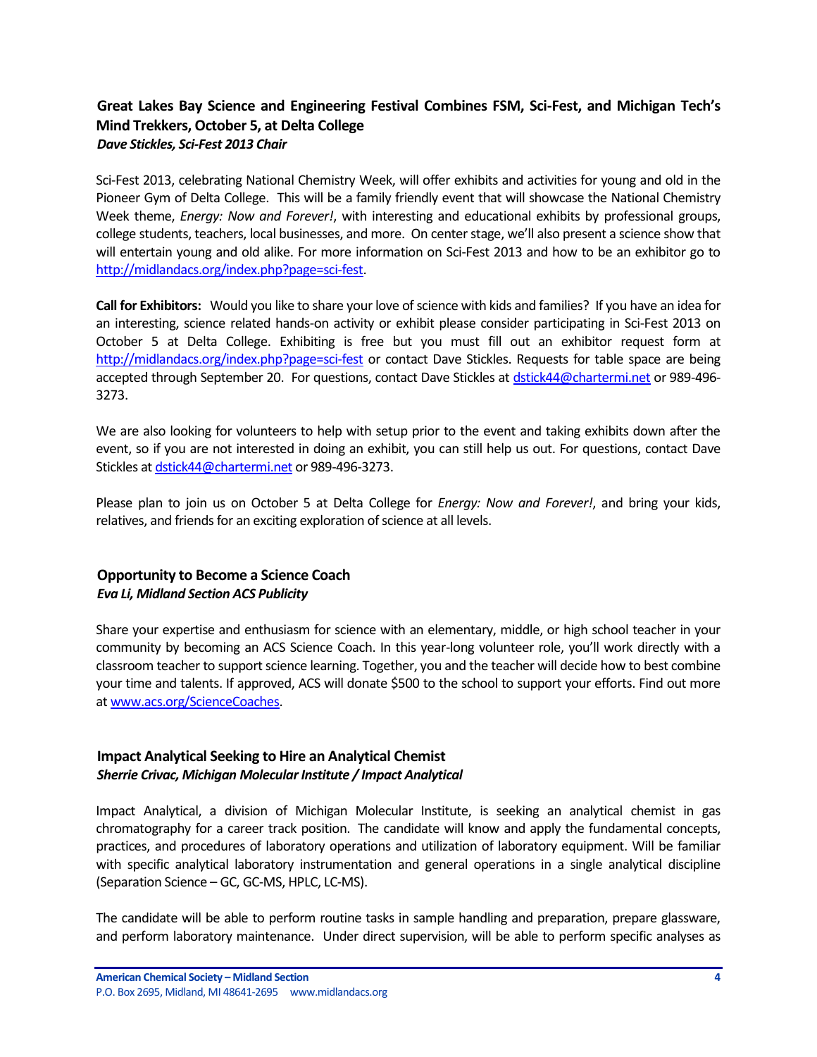### Great Lakes Bay Science and Engineering Festival Combines FSM, Sci-Fest, and Michigan Tech's Mind Trekkers, October 5, at Delta College

***Dave Stickles, Sci-Fest 2013 Chair***

Sci-Fest 2013, celebrating National Chemistry Week, will offer exhibits and activities for young and old in the Pioneer Gym of Delta College. This will be a family friendly event that will showcase the National Chemistry Week theme, *Energy: Now and Forever!*, with interesting and educational exhibits by professional groups, college students, teachers, local businesses, and more. On center stage, we'll also present a science show that will entertain young and old alike. For more information on Sci-Fest 2013 and how to be an exhibitor go to http://midlandacs.org/index.php?page=sci-fest.

**Call for Exhibitors:** Would you like to share your love of science with kids and families? If you have an idea for an interesting, science related hands-on activity or exhibit please consider participating in Sci-Fest 2013 on October 5 at Delta College. Exhibiting is free but you must fill out an exhibitor request form at http://midlandacs.org/index.php?page=sci-fest or contact Dave Stickles. Requests for table space are being accepted through September 20. For questions, contact Dave Stickles at dstick44@chartermi.net or 989-496-3273.

We are also looking for volunteers to help with setup prior to the event and taking exhibits down after the event, so if you are not interested in doing an exhibit, you can still help us out. For questions, contact Dave Stickles at dstick44@chartermi.net or 989-496-3273.

Please plan to join us on October 5 at Delta College for *Energy: Now and Forever!*, and bring your kids, relatives, and friends for an exciting exploration of science at all levels.

### Opportunity to Become a Science Coach

***Eva Li, Midland Section ACS Publicity***

Share your expertise and enthusiasm for science with an elementary, middle, or high school teacher in your community by becoming an ACS Science Coach. In this year-long volunteer role, you'll work directly with a classroom teacher to support science learning. Together, you and the teacher will decide how to best combine your time and talents. If approved, ACS will donate $500 to the school to support your efforts. Find out more at www.acs.org/ScienceCoaches.

### Impact Analytical Seeking to Hire an Analytical Chemist

***Sherrie Crivac, Michigan Molecular Institute / Impact Analytical***

Impact Analytical, a division of Michigan Molecular Institute, is seeking an analytical chemist in gas chromatography for a career track position. The candidate will know and apply the fundamental concepts, practices, and procedures of laboratory operations and utilization of laboratory equipment. Will be familiar with specific analytical laboratory instrumentation and general operations in a single analytical discipline (Separation Science – GC, GC-MS, HPLC, LC-MS).

The candidate will be able to perform routine tasks in sample handling and preparation, prepare glassware, and perform laboratory maintenance. Under direct supervision, will be able to perform specific analyses as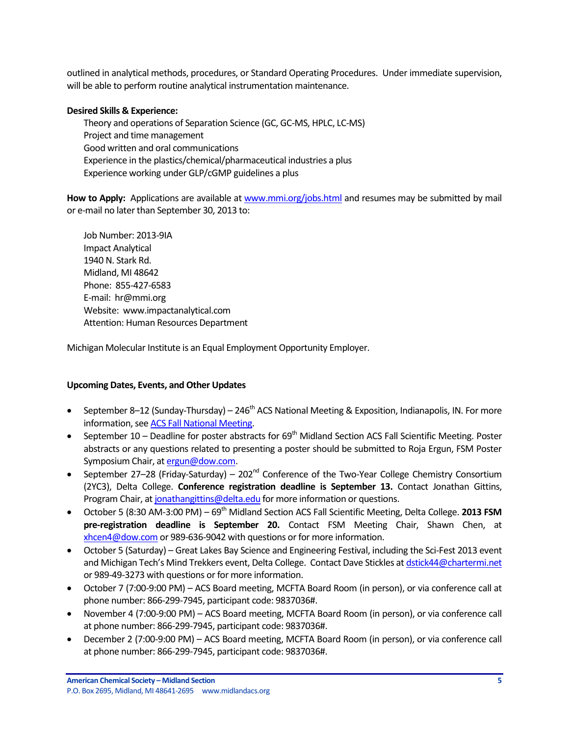outlined in analytical methods, procedures, or Standard Operating Procedures. Under immediate supervision, will be able to perform routine analytical instrumentation maintenance.

**Desired Skills & Experience:**

Theory and operations of Separation Science (GC, GC-MS, HPLC, LC-MS)
Project and time management
Good written and oral communications
Experience in the plastics/chemical/pharmaceutical industries a plus
Experience working under GLP/cGMP guidelines a plus

**How to Apply:** Applications are available at [www.mmi.org/jobs.html](www.mmi.org/jobs.html) and resumes may be submitted by mail or e-mail no later than September 30, 2013 to:

Job Number: 2013-9IA
Impact Analytical
1940 N. Stark Rd.
Midland, MI 48642
Phone: 855-427-6583
E-mail: hr@mmi.org
Website: www.impactanalytical.com
Attention: Human Resources Department

Michigan Molecular Institute is an Equal Employment Opportunity Employer.

### Upcoming Dates, Events, and Other Updates

- September 8–12 (Sunday-Thursday) – 246th ACS National Meeting & Exposition, Indianapolis, IN. For more information, see ACS Fall National Meeting.
- September 10 – Deadline for poster abstracts for 69th Midland Section ACS Fall Scientific Meeting. Poster abstracts or any questions related to presenting a poster should be submitted to Roja Ergun, FSM Poster Symposium Chair, at ergun@dow.com.
- September 27–28 (Friday-Saturday) – 202nd Conference of the Two-Year College Chemistry Consortium (2YC3), Delta College. **Conference registration deadline is September 13.** Contact Jonathan Gittins, Program Chair, at jonathangittins@delta.edu for more information or questions.
- October 5 (8:30 AM-3:00 PM) – 69th Midland Section ACS Fall Scientific Meeting, Delta College. **2013 FSM pre-registration deadline is September 20.** Contact FSM Meeting Chair, Shawn Chen, at xhcen4@dow.com or 989-636-9042 with questions or for more information.
- October 5 (Saturday) – Great Lakes Bay Science and Engineering Festival, including the Sci-Fest 2013 event and Michigan Tech's Mind Trekkers event, Delta College. Contact Dave Stickles at dstick44@chartermi.net or 989-49-3273 with questions or for more information.
- October 7 (7:00-9:00 PM) – ACS Board meeting, MCFTA Board Room (in person), or via conference call at phone number: 866-299-7945, participant code: 9837036#.
- November 4 (7:00-9:00 PM) – ACS Board meeting, MCFTA Board Room (in person), or via conference call at phone number: 866-299-7945, participant code: 9837036#.
- December 2 (7:00-9:00 PM) – ACS Board meeting, MCFTA Board Room (in person), or via conference call at phone number: 866-299-7945, participant code: 9837036#.